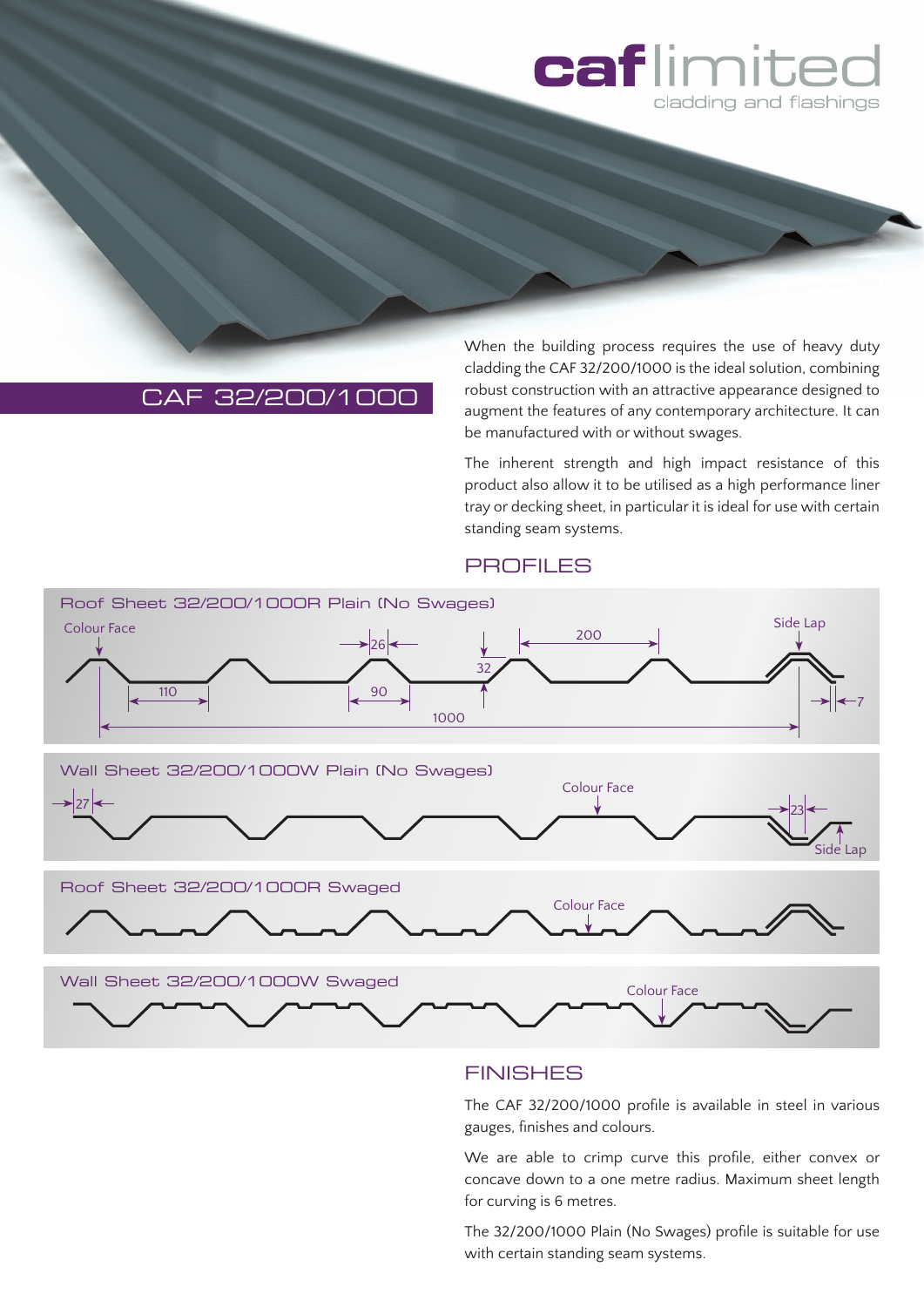caf limited
cladding and flashings

# CAF 32/200/1000

When the building process requires the use of heavy duty cladding the CAF 32/200/1000 is the ideal solution, combining robust construction with an attractive appearance designed to augment the features of any contemporary architecture. It can be manufactured with or without swages.

The inherent strength and high impact resistance of this product also allow it to be utilised as a high performance liner tray or decking sheet, in particular it is ideal for use with certain standing seam systems.

## PROFILES

Roof Sheet 32/200/1000R Plain (No Swages)

Colour Face, 26, 200, 32, Side Lap, 110, 90, 7, 1000

Wall Sheet 32/200/1000W Plain (No Swages)

27, Colour Face, 23, Side Lap

Roof Sheet 32/200/1000R Swaged

Colour Face

Wall Sheet 32/200/1000W Swaged

Colour Face

## FINISHES

The CAF 32/200/1000 profile is available in steel in various gauges, finishes and colours.

We are able to crimp curve this profile, either convex or concave down to a one metre radius. Maximum sheet length for curving is 6 metres.

The 32/200/1000 Plain (No Swages) profile is suitable for use with certain standing seam systems.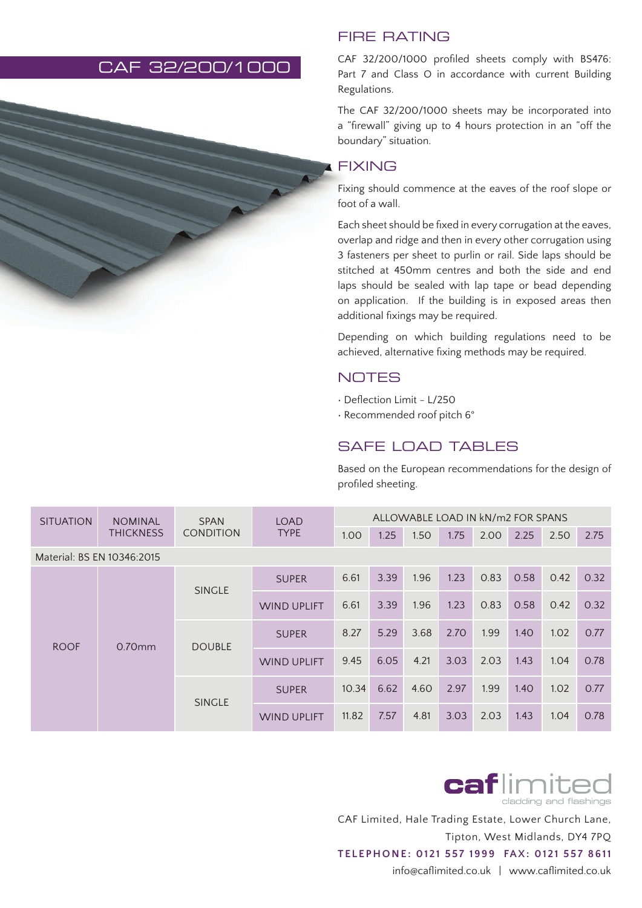# CAF 32/200/1000

## FIRE RATING

CAF 32/200/1000 profiled sheets comply with BS476: Part 7 and Class O in accordance with current Building Regulations.

The CAF 32/200/1000 sheets may be incorporated into a "firewall" giving up to 4 hours protection in an "off the boundary" situation.

## FIXING

Fixing should commence at the eaves of the roof slope or foot of a wall.

Each sheet should be fixed in every corrugation at the eaves, overlap and ridge and then in every other corrugation using 3 fasteners per sheet to purlin or rail. Side laps should be stitched at 450mm centres and both the side and end laps should be sealed with lap tape or bead depending on application. If the building is in exposed areas then additional fixings may be required.

Depending on which building regulations need to be achieved, alternative fixing methods may be required.

## NOTES

- Deflection Limit - L/250
- Recommended roof pitch 6°

## SAFE LOAD TABLES

Based on the European recommendations for the design of profiled sheeting.

| SITUATION | NOMINAL THICKNESS | SPAN CONDITION | LOAD TYPE | ALLOWABLE LOAD IN kN/m2 FOR SPANS | | | | | | | |
|---|---|---|---|---|---|---|---|---|---|---|---|
| | | | | 1.00 | 1.25 | 1.50 | 1.75 | 2.00 | 2.25 | 2.50 | 2.75 |
| Material: BS EN 10346:2015 | | | | | | | | | | | |
| ROOF | 0.70mm | SINGLE | SUPER | 6.61 | 3.39 | 1.96 | 1.23 | 0.83 | 0.58 | 0.42 | 0.32 |
| | | | WIND UPLIFT | 6.61 | 3.39 | 1.96 | 1.23 | 0.83 | 0.58 | 0.42 | 0.32 |
| | | DOUBLE | SUPER | 8.27 | 5.29 | 3.68 | 2.70 | 1.99 | 1.40 | 1.02 | 0.77 |
| | | | WIND UPLIFT | 9.45 | 6.05 | 4.21 | 3.03 | 2.03 | 1.43 | 1.04 | 0.78 |
| | | SINGLE | SUPER | 10.34 | 6.62 | 4.60 | 2.97 | 1.99 | 1.40 | 1.02 | 0.77 |
| | | | WIND UPLIFT | 11.82 | 7.57 | 4.81 | 3.03 | 2.03 | 1.43 | 1.04 | 0.78 |

**caf** limited
cladding and flashings

CAF Limited, Hale Trading Estate, Lower Church Lane, Tipton, West Midlands, DY4 7PQ

**TELEPHONE: 0121 557 1999 FAX: 0121 557 8611**

info@caflimited.co.uk | www.caflimited.co.uk